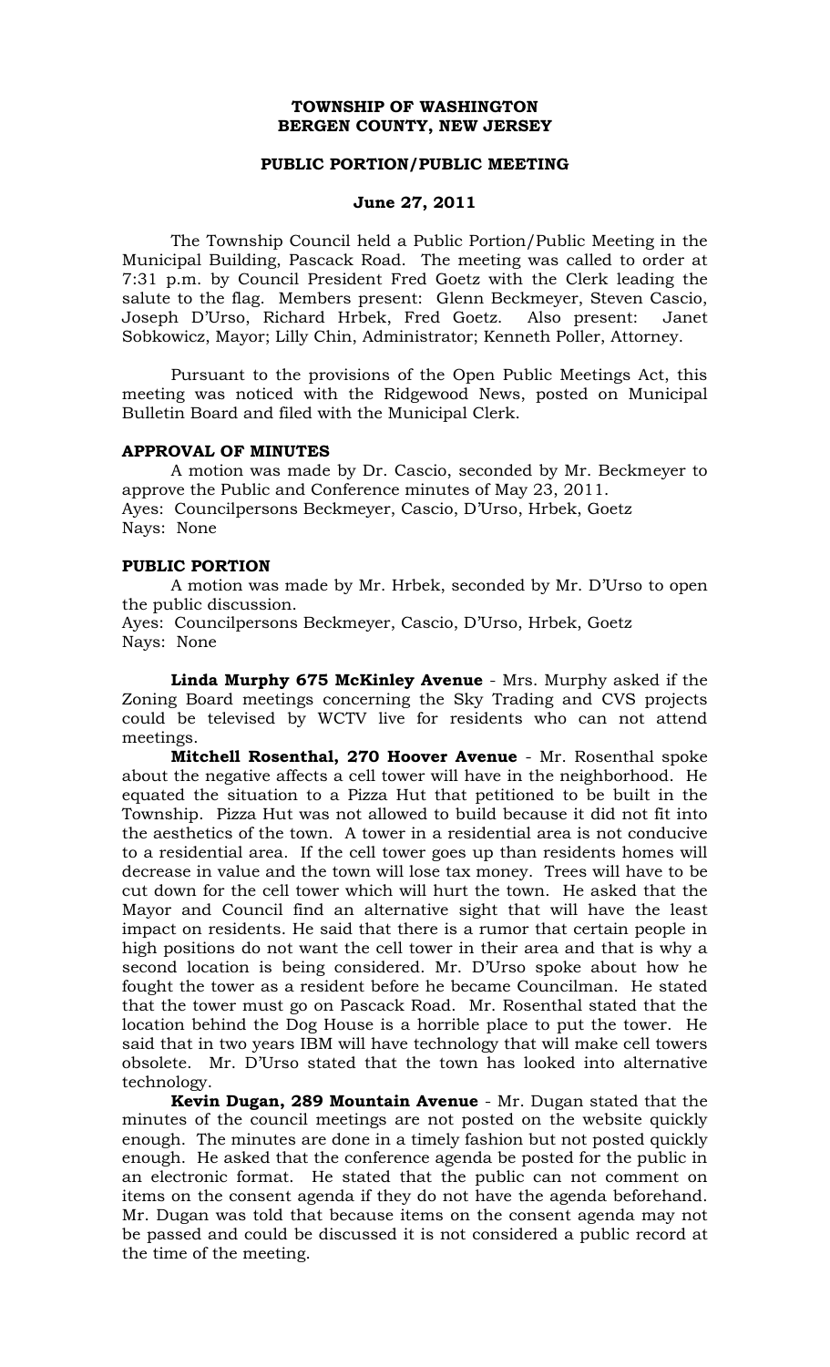# TOWNSHIP OF WASHINGTON
# BERGEN COUNTY, NEW JERSEY

## PUBLIC PORTION/PUBLIC MEETING

## June 27, 2011

The Township Council held a Public Portion/Public Meeting in the Municipal Building, Pascack Road. The meeting was called to order at 7:31 p.m. by Council President Fred Goetz with the Clerk leading the salute to the flag. Members present: Glenn Beckmeyer, Steven Cascio, Joseph D'Urso, Richard Hrbek, Fred Goetz. Also present: Janet Sobkowicz, Mayor; Lilly Chin, Administrator; Kenneth Poller, Attorney.

Pursuant to the provisions of the Open Public Meetings Act, this meeting was noticed with the Ridgewood News, posted on Municipal Bulletin Board and filed with the Municipal Clerk.

### APPROVAL OF MINUTES

A motion was made by Dr. Cascio, seconded by Mr. Beckmeyer to approve the Public and Conference minutes of May 23, 2011.
Ayes: Councilpersons Beckmeyer, Cascio, D'Urso, Hrbek, Goetz
Nays: None

### PUBLIC PORTION

A motion was made by Mr. Hrbek, seconded by Mr. D'Urso to open the public discussion.
Ayes: Councilpersons Beckmeyer, Cascio, D'Urso, Hrbek, Goetz
Nays: None

**Linda Murphy 675 McKinley Avenue** - Mrs. Murphy asked if the Zoning Board meetings concerning the Sky Trading and CVS projects could be televised by WCTV live for residents who can not attend meetings.

**Mitchell Rosenthal, 270 Hoover Avenue** - Mr. Rosenthal spoke about the negative affects a cell tower will have in the neighborhood. He equated the situation to a Pizza Hut that petitioned to be built in the Township. Pizza Hut was not allowed to build because it did not fit into the aesthetics of the town. A tower in a residential area is not conducive to a residential area. If the cell tower goes up than residents homes will decrease in value and the town will lose tax money. Trees will have to be cut down for the cell tower which will hurt the town. He asked that the Mayor and Council find an alternative sight that will have the least impact on residents. He said that there is a rumor that certain people in high positions do not want the cell tower in their area and that is why a second location is being considered. Mr. D'Urso spoke about how he fought the tower as a resident before he became Councilman. He stated that the tower must go on Pascack Road. Mr. Rosenthal stated that the location behind the Dog House is a horrible place to put the tower. He said that in two years IBM will have technology that will make cell towers obsolete. Mr. D'Urso stated that the town has looked into alternative technology.

**Kevin Dugan, 289 Mountain Avenue** - Mr. Dugan stated that the minutes of the council meetings are not posted on the website quickly enough. The minutes are done in a timely fashion but not posted quickly enough. He asked that the conference agenda be posted for the public in an electronic format. He stated that the public can not comment on items on the consent agenda if they do not have the agenda beforehand. Mr. Dugan was told that because items on the consent agenda may not be passed and could be discussed it is not considered a public record at the time of the meeting.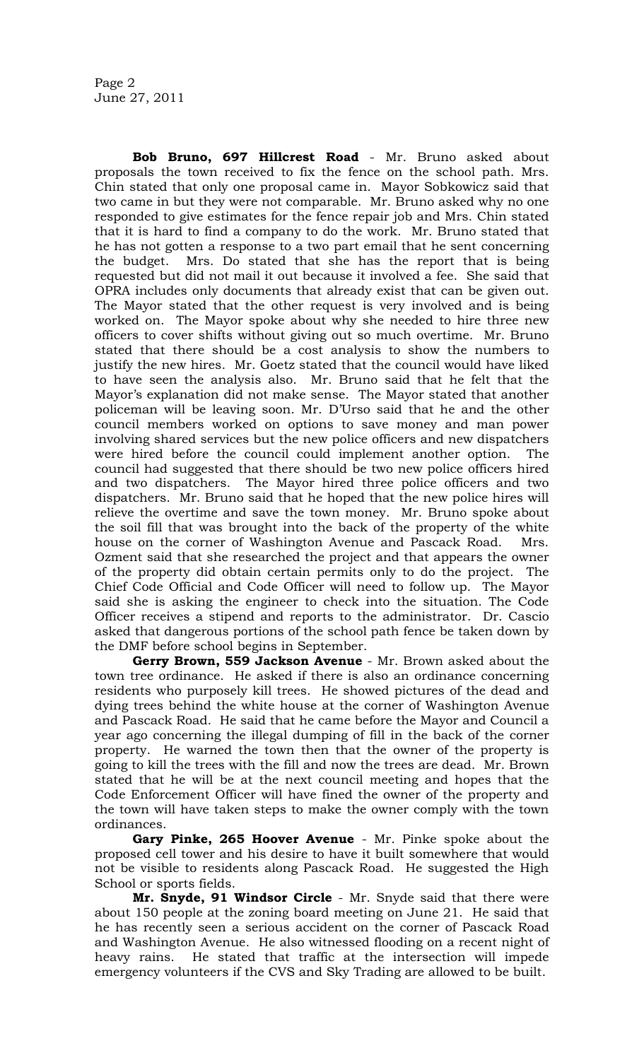**Bob Bruno, 697 Hillcrest Road** - Mr. Bruno asked about proposals the town received to fix the fence on the school path. Mrs. Chin stated that only one proposal came in. Mayor Sobkowicz said that two came in but they were not comparable. Mr. Bruno asked why no one responded to give estimates for the fence repair job and Mrs. Chin stated that it is hard to find a company to do the work. Mr. Bruno stated that he has not gotten a response to a two part email that he sent concerning the budget. Mrs. Do stated that she has the report that is being requested but did not mail it out because it involved a fee. She said that OPRA includes only documents that already exist that can be given out. The Mayor stated that the other request is very involved and is being worked on. The Mayor spoke about why she needed to hire three new officers to cover shifts without giving out so much overtime. Mr. Bruno stated that there should be a cost analysis to show the numbers to justify the new hires. Mr. Goetz stated that the council would have liked to have seen the analysis also. Mr. Bruno said that he felt that the Mayor's explanation did not make sense. The Mayor stated that another policeman will be leaving soon. Mr. D'Urso said that he and the other council members worked on options to save money and man power involving shared services but the new police officers and new dispatchers were hired before the council could implement another option. The council had suggested that there should be two new police officers hired and two dispatchers. The Mayor hired three police officers and two dispatchers. Mr. Bruno said that he hoped that the new police hires will relieve the overtime and save the town money. Mr. Bruno spoke about the soil fill that was brought into the back of the property of the white house on the corner of Washington Avenue and Pascack Road. Mrs. Ozment said that she researched the project and that appears the owner of the property did obtain certain permits only to do the project. The Chief Code Official and Code Officer will need to follow up. The Mayor said she is asking the engineer to check into the situation. The Code Officer receives a stipend and reports to the administrator. Dr. Cascio asked that dangerous portions of the school path fence be taken down by the DMF before school begins in September.

**Gerry Brown, 559 Jackson Avenue** - Mr. Brown asked about the town tree ordinance. He asked if there is also an ordinance concerning residents who purposely kill trees. He showed pictures of the dead and dying trees behind the white house at the corner of Washington Avenue and Pascack Road. He said that he came before the Mayor and Council a year ago concerning the illegal dumping of fill in the back of the corner property. He warned the town then that the owner of the property is going to kill the trees with the fill and now the trees are dead. Mr. Brown stated that he will be at the next council meeting and hopes that the Code Enforcement Officer will have fined the owner of the property and the town will have taken steps to make the owner comply with the town ordinances.

**Gary Pinke, 265 Hoover Avenue** - Mr. Pinke spoke about the proposed cell tower and his desire to have it built somewhere that would not be visible to residents along Pascack Road. He suggested the High School or sports fields.

**Mr. Snyde, 91 Windsor Circle** - Mr. Snyde said that there were about 150 people at the zoning board meeting on June 21. He said that he has recently seen a serious accident on the corner of Pascack Road and Washington Avenue. He also witnessed flooding on a recent night of heavy rains. He stated that traffic at the intersection will impede emergency volunteers if the CVS and Sky Trading are allowed to be built.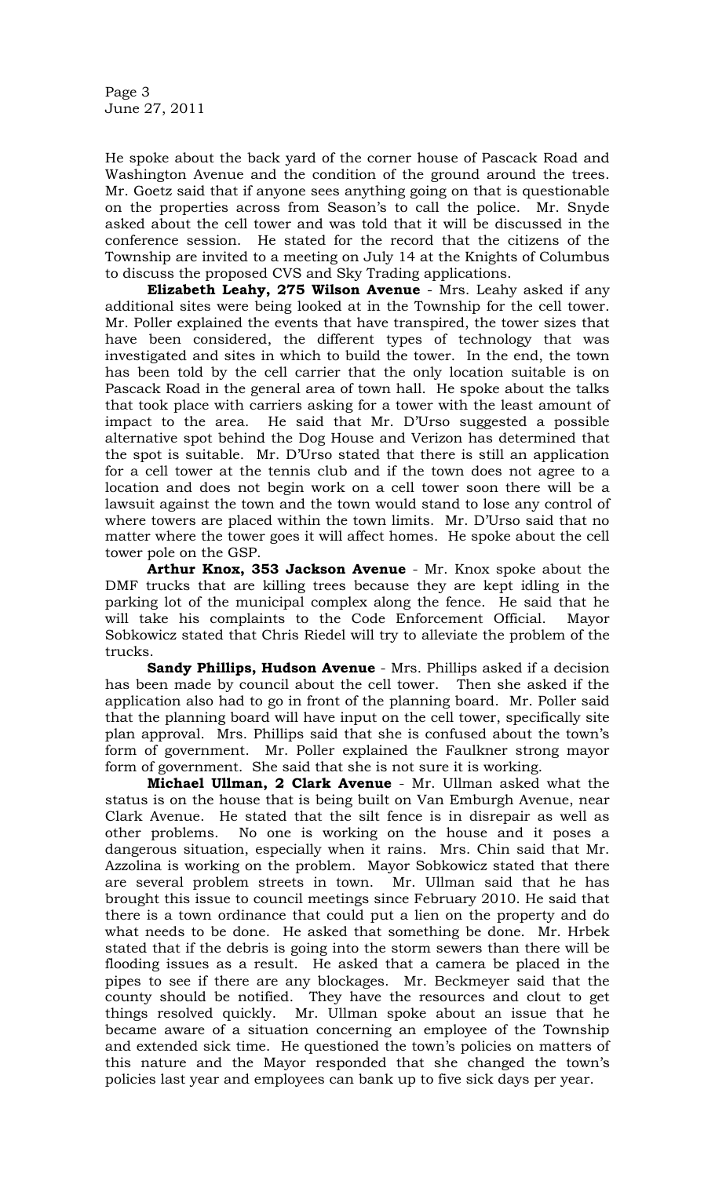He spoke about the back yard of the corner house of Pascack Road and Washington Avenue and the condition of the ground around the trees. Mr. Goetz said that if anyone sees anything going on that is questionable on the properties across from Season's to call the police. Mr. Snyde asked about the cell tower and was told that it will be discussed in the conference session. He stated for the record that the citizens of the Township are invited to a meeting on July 14 at the Knights of Columbus to discuss the proposed CVS and Sky Trading applications.

**Elizabeth Leahy, 275 Wilson Avenue** - Mrs. Leahy asked if any additional sites were being looked at in the Township for the cell tower. Mr. Poller explained the events that have transpired, the tower sizes that have been considered, the different types of technology that was investigated and sites in which to build the tower. In the end, the town has been told by the cell carrier that the only location suitable is on Pascack Road in the general area of town hall. He spoke about the talks that took place with carriers asking for a tower with the least amount of impact to the area. He said that Mr. D'Urso suggested a possible alternative spot behind the Dog House and Verizon has determined that the spot is suitable. Mr. D'Urso stated that there is still an application for a cell tower at the tennis club and if the town does not agree to a location and does not begin work on a cell tower soon there will be a lawsuit against the town and the town would stand to lose any control of where towers are placed within the town limits. Mr. D'Urso said that no matter where the tower goes it will affect homes. He spoke about the cell tower pole on the GSP.

**Arthur Knox, 353 Jackson Avenue** - Mr. Knox spoke about the DMF trucks that are killing trees because they are kept idling in the parking lot of the municipal complex along the fence. He said that he will take his complaints to the Code Enforcement Official. Mayor Sobkowicz stated that Chris Riedel will try to alleviate the problem of the trucks.

**Sandy Phillips, Hudson Avenue** - Mrs. Phillips asked if a decision has been made by council about the cell tower. Then she asked if the application also had to go in front of the planning board. Mr. Poller said that the planning board will have input on the cell tower, specifically site plan approval. Mrs. Phillips said that she is confused about the town's form of government. Mr. Poller explained the Faulkner strong mayor form of government. She said that she is not sure it is working.

**Michael Ullman, 2 Clark Avenue** - Mr. Ullman asked what the status is on the house that is being built on Van Emburgh Avenue, near Clark Avenue. He stated that the silt fence is in disrepair as well as other problems. No one is working on the house and it poses a dangerous situation, especially when it rains. Mrs. Chin said that Mr. Azzolina is working on the problem. Mayor Sobkowicz stated that there are several problem streets in town. Mr. Ullman said that he has brought this issue to council meetings since February 2010. He said that there is a town ordinance that could put a lien on the property and do what needs to be done. He asked that something be done. Mr. Hrbek stated that if the debris is going into the storm sewers than there will be flooding issues as a result. He asked that a camera be placed in the pipes to see if there are any blockages. Mr. Beckmeyer said that the county should be notified. They have the resources and clout to get things resolved quickly. Mr. Ullman spoke about an issue that he became aware of a situation concerning an employee of the Township and extended sick time. He questioned the town's policies on matters of this nature and the Mayor responded that she changed the town's policies last year and employees can bank up to five sick days per year.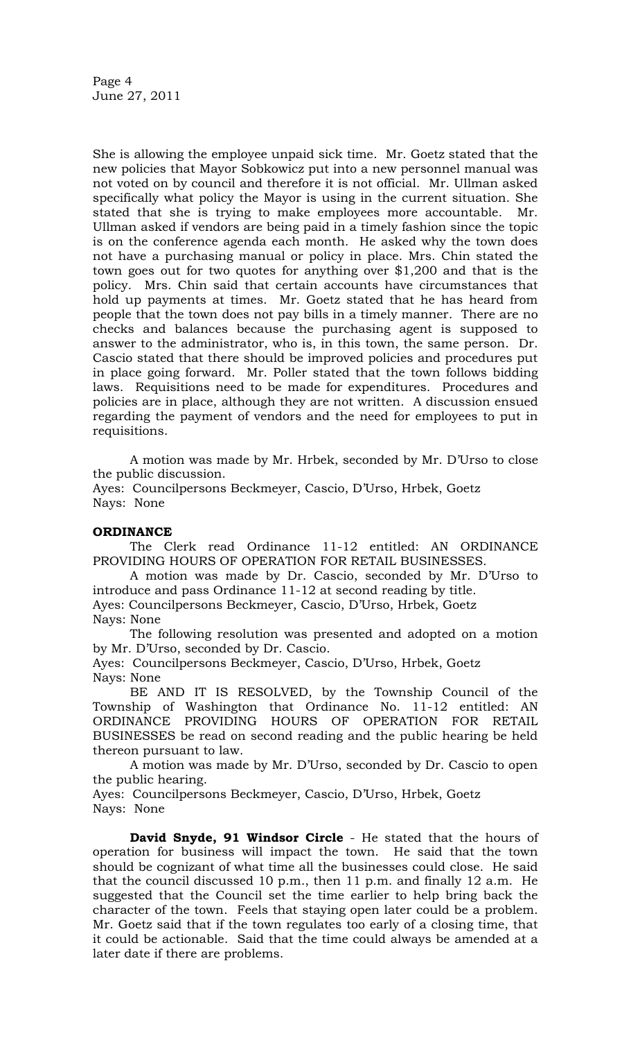She is allowing the employee unpaid sick time. Mr. Goetz stated that the new policies that Mayor Sobkowicz put into a new personnel manual was not voted on by council and therefore it is not official. Mr. Ullman asked specifically what policy the Mayor is using in the current situation. She stated that she is trying to make employees more accountable. Mr. Ullman asked if vendors are being paid in a timely fashion since the topic is on the conference agenda each month. He asked why the town does not have a purchasing manual or policy in place. Mrs. Chin stated the town goes out for two quotes for anything over $1,200 and that is the policy. Mrs. Chin said that certain accounts have circumstances that hold up payments at times. Mr. Goetz stated that he has heard from people that the town does not pay bills in a timely manner. There are no checks and balances because the purchasing agent is supposed to answer to the administrator, who is, in this town, the same person. Dr. Cascio stated that there should be improved policies and procedures put in place going forward. Mr. Poller stated that the town follows bidding laws. Requisitions need to be made for expenditures. Procedures and policies are in place, although they are not written. A discussion ensued regarding the payment of vendors and the need for employees to put in requisitions.

A motion was made by Mr. Hrbek, seconded by Mr. D'Urso to close the public discussion.
Ayes: Councilpersons Beckmeyer, Cascio, D'Urso, Hrbek, Goetz
Nays: None

**ORDINANCE**

The Clerk read Ordinance 11-12 entitled: AN ORDINANCE PROVIDING HOURS OF OPERATION FOR RETAIL BUSINESSES.

A motion was made by Dr. Cascio, seconded by Mr. D'Urso to introduce and pass Ordinance 11-12 at second reading by title.
Ayes: Councilpersons Beckmeyer, Cascio, D'Urso, Hrbek, Goetz
Nays: None

The following resolution was presented and adopted on a motion by Mr. D'Urso, seconded by Dr. Cascio.
Ayes: Councilpersons Beckmeyer, Cascio, D'Urso, Hrbek, Goetz
Nays: None

BE AND IT IS RESOLVED, by the Township Council of the Township of Washington that Ordinance No. 11-12 entitled: AN ORDINANCE PROVIDING HOURS OF OPERATION FOR RETAIL BUSINESSES be read on second reading and the public hearing be held thereon pursuant to law.

A motion was made by Mr. D'Urso, seconded by Dr. Cascio to open the public hearing.
Ayes: Councilpersons Beckmeyer, Cascio, D'Urso, Hrbek, Goetz
Nays: None

**David Snyde, 91 Windsor Circle** - He stated that the hours of operation for business will impact the town. He said that the town should be cognizant of what time all the businesses could close. He said that the council discussed 10 p.m., then 11 p.m. and finally 12 a.m. He suggested that the Council set the time earlier to help bring back the character of the town. Feels that staying open later could be a problem. Mr. Goetz said that if the town regulates too early of a closing time, that it could be actionable. Said that the time could always be amended at a later date if there are problems.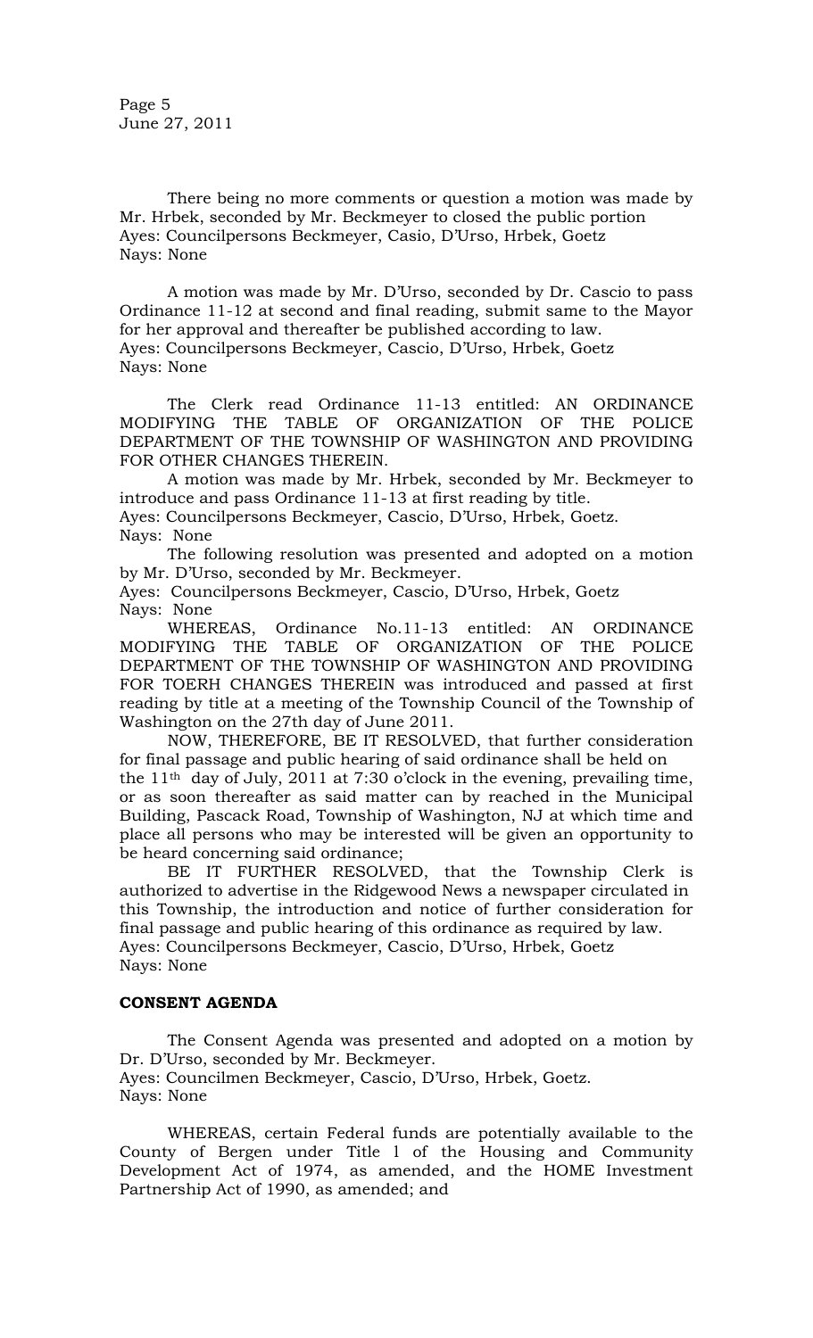There being no more comments or question a motion was made by Mr. Hrbek, seconded by Mr. Beckmeyer to closed the public portion
Ayes: Councilpersons Beckmeyer, Casio, D'Urso, Hrbek, Goetz
Nays: None

A motion was made by Mr. D'Urso, seconded by Dr. Cascio to pass Ordinance 11-12 at second and final reading, submit same to the Mayor for her approval and thereafter be published according to law.
Ayes: Councilpersons Beckmeyer, Cascio, D'Urso, Hrbek, Goetz
Nays: None

The Clerk read Ordinance 11-13 entitled: AN ORDINANCE MODIFYING THE TABLE OF ORGANIZATION OF THE POLICE DEPARTMENT OF THE TOWNSHIP OF WASHINGTON AND PROVIDING FOR OTHER CHANGES THEREIN.

A motion was made by Mr. Hrbek, seconded by Mr. Beckmeyer to introduce and pass Ordinance 11-13 at first reading by title.
Ayes: Councilpersons Beckmeyer, Cascio, D'Urso, Hrbek, Goetz.
Nays: None

The following resolution was presented and adopted on a motion by Mr. D'Urso, seconded by Mr. Beckmeyer.
Ayes: Councilpersons Beckmeyer, Cascio, D'Urso, Hrbek, Goetz
Nays: None

WHEREAS, Ordinance No.11-13 entitled: AN ORDINANCE MODIFYING THE TABLE OF ORGANIZATION OF THE POLICE DEPARTMENT OF THE TOWNSHIP OF WASHINGTON AND PROVIDING FOR TOERH CHANGES THEREIN was introduced and passed at first reading by title at a meeting of the Township Council of the Township of Washington on the 27th day of June 2011.

NOW, THEREFORE, BE IT RESOLVED, that further consideration for final passage and public hearing of said ordinance shall be held on the 11th day of July, 2011 at 7:30 o'clock in the evening, prevailing time, or as soon thereafter as said matter can by reached in the Municipal Building, Pascack Road, Township of Washington, NJ at which time and place all persons who may be interested will be given an opportunity to be heard concerning said ordinance;

BE IT FURTHER RESOLVED, that the Township Clerk is authorized to advertise in the Ridgewood News a newspaper circulated in this Township, the introduction and notice of further consideration for final passage and public hearing of this ordinance as required by law.
Ayes: Councilpersons Beckmeyer, Cascio, D'Urso, Hrbek, Goetz
Nays: None

**CONSENT AGENDA**

The Consent Agenda was presented and adopted on a motion by Dr. D'Urso, seconded by Mr. Beckmeyer.
Ayes: Councilmen Beckmeyer, Cascio, D'Urso, Hrbek, Goetz.
Nays: None

WHEREAS, certain Federal funds are potentially available to the County of Bergen under Title l of the Housing and Community Development Act of 1974, as amended, and the HOME Investment Partnership Act of 1990, as amended; and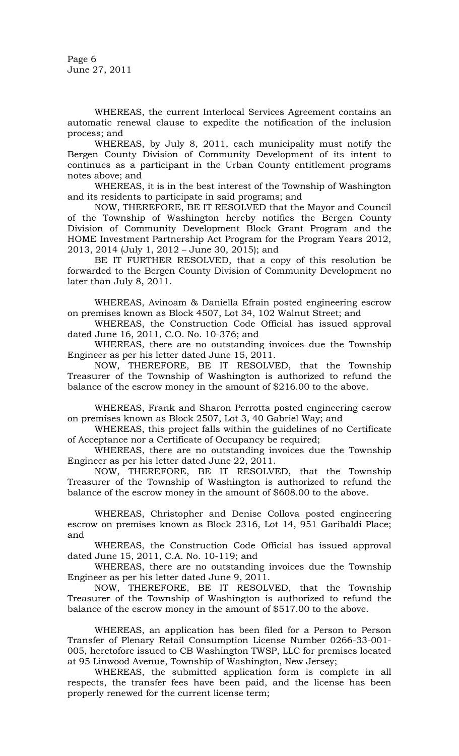WHEREAS, the current Interlocal Services Agreement contains an automatic renewal clause to expedite the notification of the inclusion process; and

WHEREAS, by July 8, 2011, each municipality must notify the Bergen County Division of Community Development of its intent to continues as a participant in the Urban County entitlement programs notes above; and

WHEREAS, it is in the best interest of the Township of Washington and its residents to participate in said programs; and

NOW, THEREFORE, BE IT RESOLVED that the Mayor and Council of the Township of Washington hereby notifies the Bergen County Division of Community Development Block Grant Program and the HOME Investment Partnership Act Program for the Program Years 2012, 2013, 2014 (July 1, 2012 – June 30, 2015); and

BE IT FURTHER RESOLVED, that a copy of this resolution be forwarded to the Bergen County Division of Community Development no later than July 8, 2011.

WHEREAS, Avinoam & Daniella Efrain posted engineering escrow on premises known as Block 4507, Lot 34, 102 Walnut Street; and

WHEREAS, the Construction Code Official has issued approval dated June 16, 2011, C.O. No. 10-376; and

WHEREAS, there are no outstanding invoices due the Township Engineer as per his letter dated June 15, 2011.

NOW, THEREFORE, BE IT RESOLVED, that the Township Treasurer of the Township of Washington is authorized to refund the balance of the escrow money in the amount of $216.00 to the above.

WHEREAS, Frank and Sharon Perrotta posted engineering escrow on premises known as Block 2507, Lot 3, 40 Gabriel Way; and

WHEREAS, this project falls within the guidelines of no Certificate of Acceptance nor a Certificate of Occupancy be required;

WHEREAS, there are no outstanding invoices due the Township Engineer as per his letter dated June 22, 2011.

NOW, THEREFORE, BE IT RESOLVED, that the Township Treasurer of the Township of Washington is authorized to refund the balance of the escrow money in the amount of $608.00 to the above.

WHEREAS, Christopher and Denise Collova posted engineering escrow on premises known as Block 2316, Lot 14, 951 Garibaldi Place; and

WHEREAS, the Construction Code Official has issued approval dated June 15, 2011, C.A. No. 10-119; and

WHEREAS, there are no outstanding invoices due the Township Engineer as per his letter dated June 9, 2011.

NOW, THEREFORE, BE IT RESOLVED, that the Township Treasurer of the Township of Washington is authorized to refund the balance of the escrow money in the amount of $517.00 to the above.

WHEREAS, an application has been filed for a Person to Person Transfer of Plenary Retail Consumption License Number 0266-33-001-005, heretofore issued to CB Washington TWSP, LLC for premises located at 95 Linwood Avenue, Township of Washington, New Jersey;

WHEREAS, the submitted application form is complete in all respects, the transfer fees have been paid, and the license has been properly renewed for the current license term;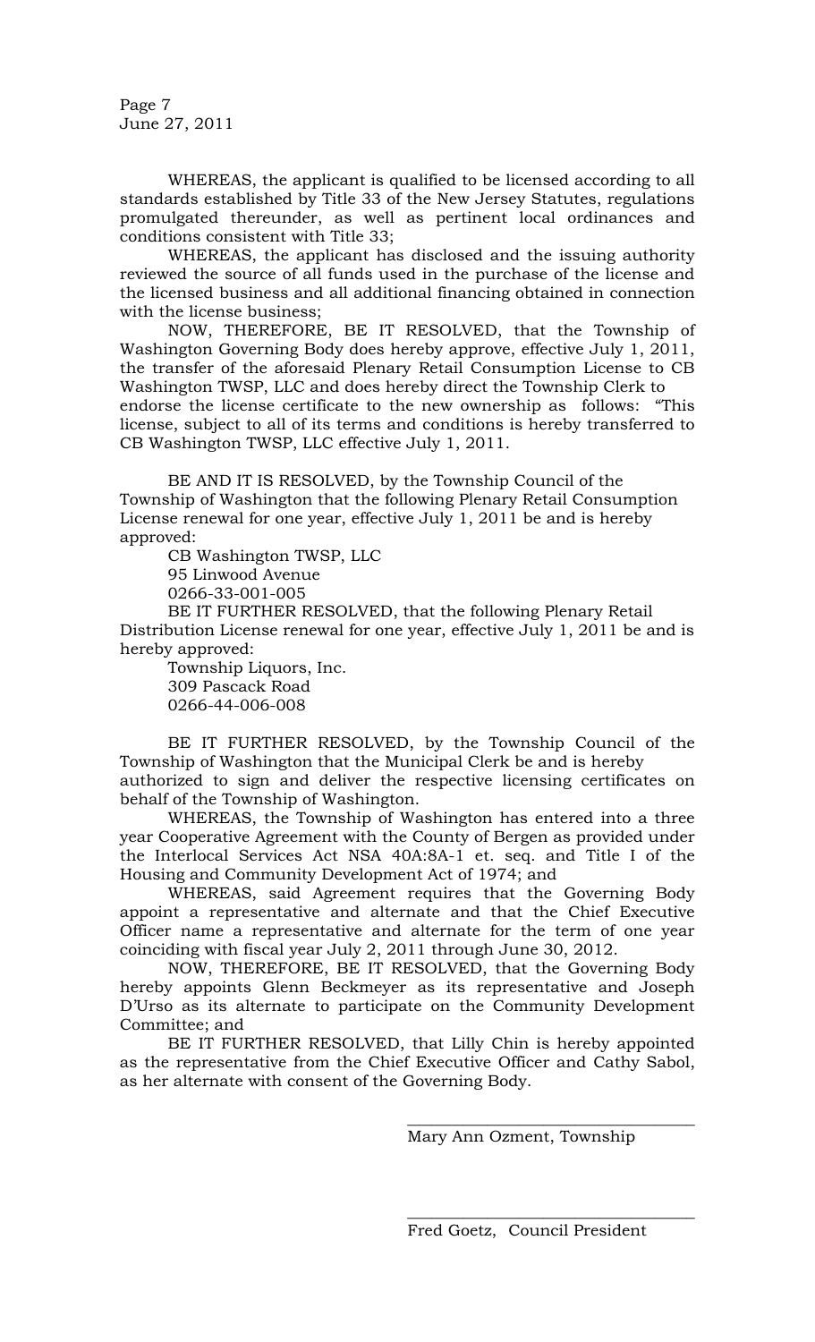WHEREAS, the applicant is qualified to be licensed according to all standards established by Title 33 of the New Jersey Statutes, regulations promulgated thereunder, as well as pertinent local ordinances and conditions consistent with Title 33;

WHEREAS, the applicant has disclosed and the issuing authority reviewed the source of all funds used in the purchase of the license and the licensed business and all additional financing obtained in connection with the license business;

NOW, THEREFORE, BE IT RESOLVED, that the Township of Washington Governing Body does hereby approve, effective July 1, 2011, the transfer of the aforesaid Plenary Retail Consumption License to CB Washington TWSP, LLC and does hereby direct the Township Clerk to endorse the license certificate to the new ownership as follows: "This license, subject to all of its terms and conditions is hereby transferred to CB Washington TWSP, LLC effective July 1, 2011.

BE AND IT IS RESOLVED, by the Township Council of the Township of Washington that the following Plenary Retail Consumption License renewal for one year, effective July 1, 2011 be and is hereby approved:

CB Washington TWSP, LLC
95 Linwood Avenue
0266-33-001-005

BE IT FURTHER RESOLVED, that the following Plenary Retail Distribution License renewal for one year, effective July 1, 2011 be and is hereby approved:

Township Liquors, Inc.
309 Pascack Road
0266-44-006-008

BE IT FURTHER RESOLVED, by the Township Council of the Township of Washington that the Municipal Clerk be and is hereby authorized to sign and deliver the respective licensing certificates on behalf of the Township of Washington.

WHEREAS, the Township of Washington has entered into a three year Cooperative Agreement with the County of Bergen as provided under the Interlocal Services Act NSA 40A:8A-1 et. seq. and Title I of the Housing and Community Development Act of 1974; and

WHEREAS, said Agreement requires that the Governing Body appoint a representative and alternate and that the Chief Executive Officer name a representative and alternate for the term of one year coinciding with fiscal year July 2, 2011 through June 30, 2012.

NOW, THEREFORE, BE IT RESOLVED, that the Governing Body hereby appoints Glenn Beckmeyer as its representative and Joseph D'Urso as its alternate to participate on the Community Development Committee; and

BE IT FURTHER RESOLVED, that Lilly Chin is hereby appointed as the representative from the Chief Executive Officer and Cathy Sabol, as her alternate with consent of the Governing Body.

\_\_\_\_\_\_\_\_\_\_\_\_\_\_\_\_\_\_\_\_\_\_\_\_\_\_\_\_\_\_\_\_\_\_

Mary Ann Ozment, Township

\_\_\_\_\_\_\_\_\_\_\_\_\_\_\_\_\_\_\_\_\_\_\_\_\_\_\_\_\_\_\_\_\_\_

Fred Goetz, Council President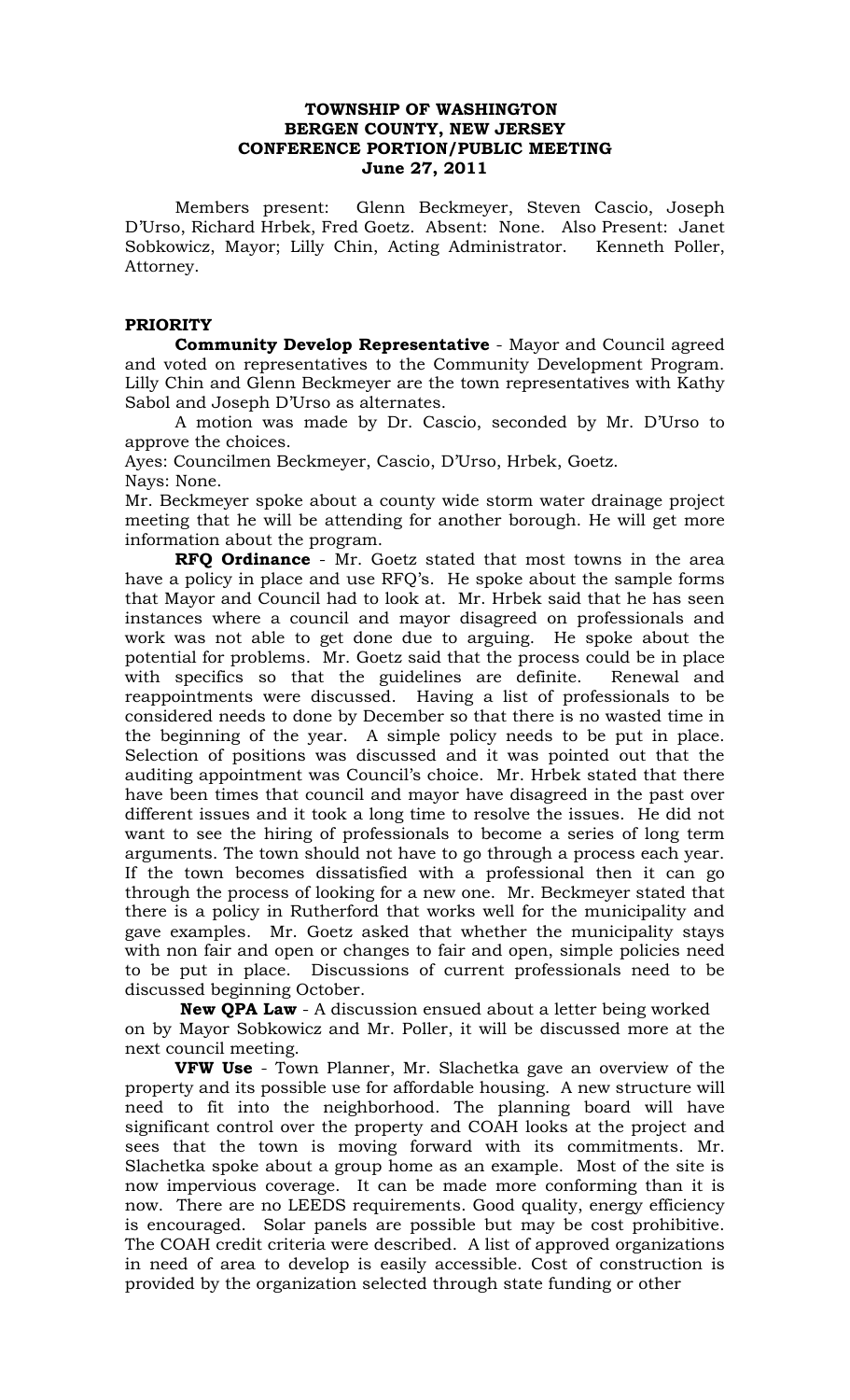**TOWNSHIP OF WASHINGTON**
**BERGEN COUNTY, NEW JERSEY**
**CONFERENCE PORTION/PUBLIC MEETING**
**June 27, 2011**

Members present: Glenn Beckmeyer, Steven Cascio, Joseph D'Urso, Richard Hrbek, Fred Goetz. Absent: None. Also Present: Janet Sobkowicz, Mayor; Lilly Chin, Acting Administrator. Kenneth Poller, Attorney.

**PRIORITY**

**Community Develop Representative** - Mayor and Council agreed and voted on representatives to the Community Development Program. Lilly Chin and Glenn Beckmeyer are the town representatives with Kathy Sabol and Joseph D'Urso as alternates.

A motion was made by Dr. Cascio, seconded by Mr. D'Urso to approve the choices.

Ayes: Councilmen Beckmeyer, Cascio, D'Urso, Hrbek, Goetz.
Nays: None.

Mr. Beckmeyer spoke about a county wide storm water drainage project meeting that he will be attending for another borough. He will get more information about the program.

**RFQ Ordinance** - Mr. Goetz stated that most towns in the area have a policy in place and use RFQ's. He spoke about the sample forms that Mayor and Council had to look at. Mr. Hrbek said that he has seen instances where a council and mayor disagreed on professionals and work was not able to get done due to arguing. He spoke about the potential for problems. Mr. Goetz said that the process could be in place with specifics so that the guidelines are definite. Renewal and reappointments were discussed. Having a list of professionals to be considered needs to done by December so that there is no wasted time in the beginning of the year. A simple policy needs to be put in place. Selection of positions was discussed and it was pointed out that the auditing appointment was Council's choice. Mr. Hrbek stated that there have been times that council and mayor have disagreed in the past over different issues and it took a long time to resolve the issues. He did not want to see the hiring of professionals to become a series of long term arguments. The town should not have to go through a process each year. If the town becomes dissatisfied with a professional then it can go through the process of looking for a new one. Mr. Beckmeyer stated that there is a policy in Rutherford that works well for the municipality and gave examples. Mr. Goetz asked that whether the municipality stays with non fair and open or changes to fair and open, simple policies need to be put in place. Discussions of current professionals need to be discussed beginning October.

**New QPA Law** - A discussion ensued about a letter being worked on by Mayor Sobkowicz and Mr. Poller, it will be discussed more at the next council meeting.

**VFW Use** - Town Planner, Mr. Slachetka gave an overview of the property and its possible use for affordable housing. A new structure will need to fit into the neighborhood. The planning board will have significant control over the property and COAH looks at the project and sees that the town is moving forward with its commitments. Mr. Slachetka spoke about a group home as an example. Most of the site is now impervious coverage. It can be made more conforming than it is now. There are no LEEDS requirements. Good quality, energy efficiency is encouraged. Solar panels are possible but may be cost prohibitive. The COAH credit criteria were described. A list of approved organizations in need of area to develop is easily accessible. Cost of construction is provided by the organization selected through state funding or other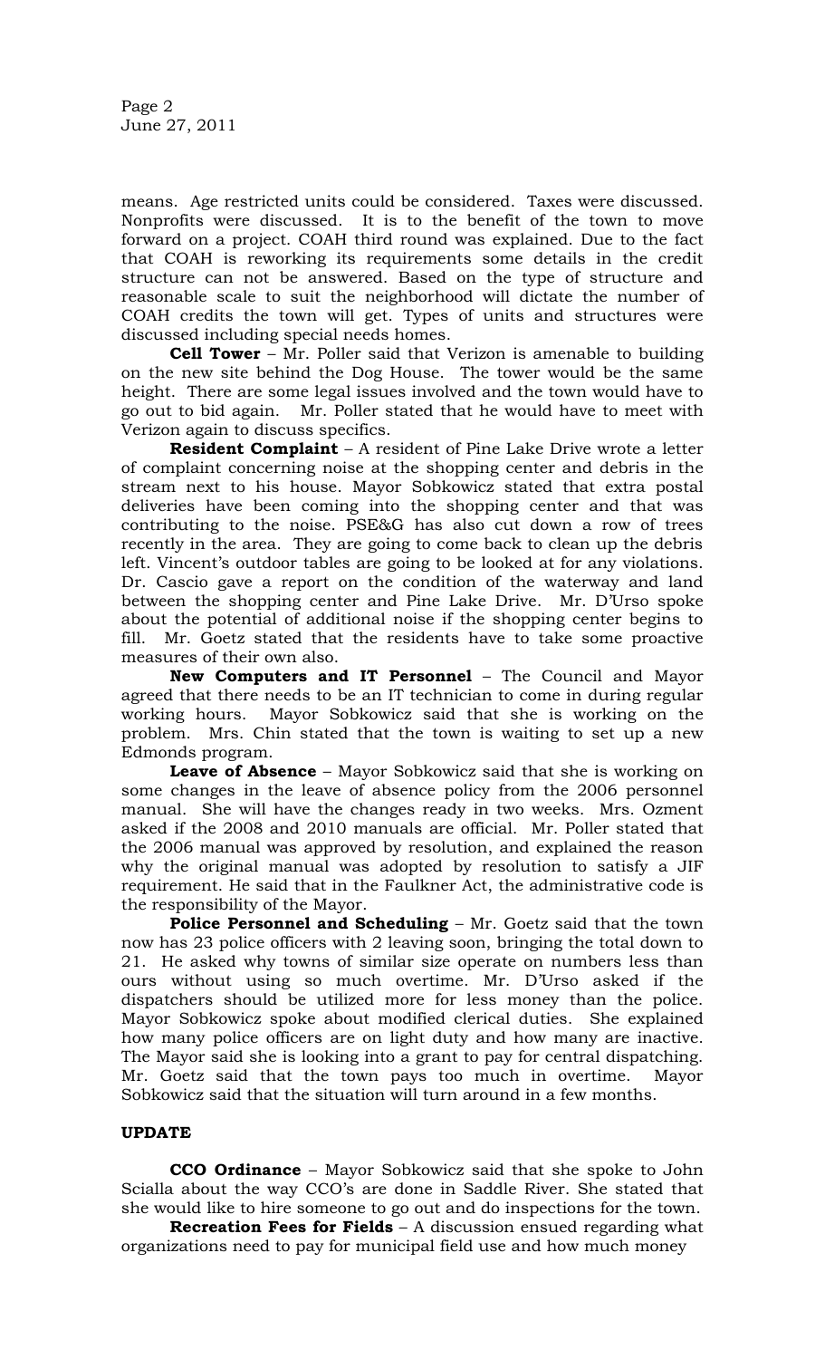means. Age restricted units could be considered. Taxes were discussed. Nonprofits were discussed. It is to the benefit of the town to move forward on a project. COAH third round was explained. Due to the fact that COAH is reworking its requirements some details in the credit structure can not be answered. Based on the type of structure and reasonable scale to suit the neighborhood will dictate the number of COAH credits the town will get. Types of units and structures were discussed including special needs homes.

**Cell Tower** – Mr. Poller said that Verizon is amenable to building on the new site behind the Dog House. The tower would be the same height. There are some legal issues involved and the town would have to go out to bid again. Mr. Poller stated that he would have to meet with Verizon again to discuss specifics.

**Resident Complaint** – A resident of Pine Lake Drive wrote a letter of complaint concerning noise at the shopping center and debris in the stream next to his house. Mayor Sobkowicz stated that extra postal deliveries have been coming into the shopping center and that was contributing to the noise. PSE&G has also cut down a row of trees recently in the area. They are going to come back to clean up the debris left. Vincent's outdoor tables are going to be looked at for any violations. Dr. Cascio gave a report on the condition of the waterway and land between the shopping center and Pine Lake Drive. Mr. D'Urso spoke about the potential of additional noise if the shopping center begins to fill. Mr. Goetz stated that the residents have to take some proactive measures of their own also.

**New Computers and IT Personnel** – The Council and Mayor agreed that there needs to be an IT technician to come in during regular working hours. Mayor Sobkowicz said that she is working on the problem. Mrs. Chin stated that the town is waiting to set up a new Edmonds program.

**Leave of Absence** – Mayor Sobkowicz said that she is working on some changes in the leave of absence policy from the 2006 personnel manual. She will have the changes ready in two weeks. Mrs. Ozment asked if the 2008 and 2010 manuals are official. Mr. Poller stated that the 2006 manual was approved by resolution, and explained the reason why the original manual was adopted by resolution to satisfy a JIF requirement. He said that in the Faulkner Act, the administrative code is the responsibility of the Mayor.

**Police Personnel and Scheduling** – Mr. Goetz said that the town now has 23 police officers with 2 leaving soon, bringing the total down to 21. He asked why towns of similar size operate on numbers less than ours without using so much overtime. Mr. D'Urso asked if the dispatchers should be utilized more for less money than the police. Mayor Sobkowicz spoke about modified clerical duties. She explained how many police officers are on light duty and how many are inactive. The Mayor said she is looking into a grant to pay for central dispatching. Mr. Goetz said that the town pays too much in overtime. Mayor Sobkowicz said that the situation will turn around in a few months.

**UPDATE**

**CCO Ordinance** – Mayor Sobkowicz said that she spoke to John Scialla about the way CCO's are done in Saddle River. She stated that she would like to hire someone to go out and do inspections for the town.

**Recreation Fees for Fields** – A discussion ensued regarding what organizations need to pay for municipal field use and how much money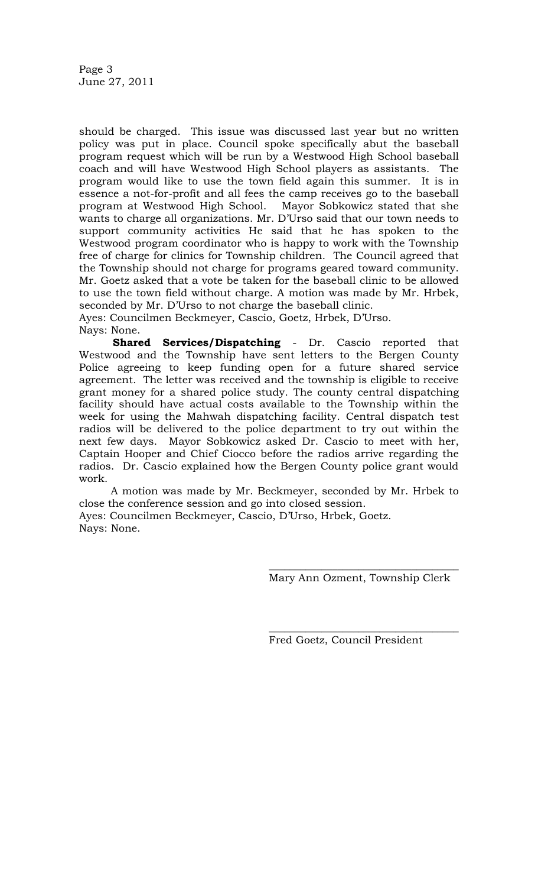should be charged. This issue was discussed last year but no written policy was put in place. Council spoke specifically abut the baseball program request which will be run by a Westwood High School baseball coach and will have Westwood High School players as assistants. The program would like to use the town field again this summer. It is in essence a not-for-profit and all fees the camp receives go to the baseball program at Westwood High School. Mayor Sobkowicz stated that she wants to charge all organizations. Mr. D'Urso said that our town needs to support community activities He said that he has spoken to the Westwood program coordinator who is happy to work with the Township free of charge for clinics for Township children. The Council agreed that the Township should not charge for programs geared toward community. Mr. Goetz asked that a vote be taken for the baseball clinic to be allowed to use the town field without charge. A motion was made by Mr. Hrbek, seconded by Mr. D'Urso to not charge the baseball clinic.

Ayes: Councilmen Beckmeyer, Cascio, Goetz, Hrbek, D'Urso.
Nays: None.

**Shared Services/Dispatching** - Dr. Cascio reported that Westwood and the Township have sent letters to the Bergen County Police agreeing to keep funding open for a future shared service agreement. The letter was received and the township is eligible to receive grant money for a shared police study. The county central dispatching facility should have actual costs available to the Township within the week for using the Mahwah dispatching facility. Central dispatch test radios will be delivered to the police department to try out within the next few days. Mayor Sobkowicz asked Dr. Cascio to meet with her, Captain Hooper and Chief Ciocco before the radios arrive regarding the radios. Dr. Cascio explained how the Bergen County police grant would work.

A motion was made by Mr. Beckmeyer, seconded by Mr. Hrbek to close the conference session and go into closed session.

Ayes: Councilmen Beckmeyer, Cascio, D'Urso, Hrbek, Goetz.
Nays: None.

\_\_\_\_\_\_\_\_\_\_\_\_\_\_\_\_\_\_\_\_\_\_\_\_\_\_\_\_\_\_\_\_\_\_
Mary Ann Ozment, Township Clerk

\_\_\_\_\_\_\_\_\_\_\_\_\_\_\_\_\_\_\_\_\_\_\_\_\_\_\_\_\_\_\_\_\_\_
Fred Goetz, Council President